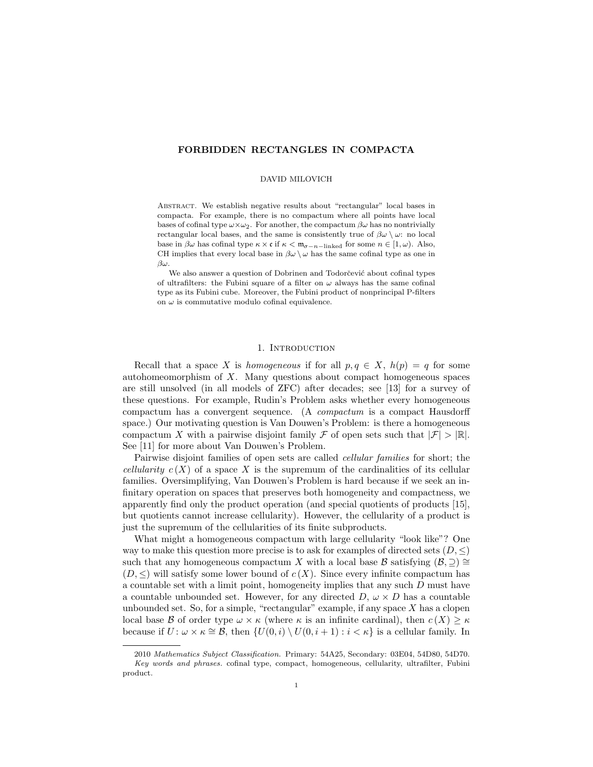# FORBIDDEN RECTANGLES IN COMPACTA

DAVID MILOVICH

Abstract. We establish negative results about "rectangular" local bases in compacta. For example, there is no compactum where all points have local bases of cofinal type $\omega\times\omega_2$. For another, the compactum $\beta\omega$ has no nontrivially rectangular local bases, and the same is consistently true of $\beta\omega\setminus\omega$: no local base in $\beta\omega$ has cofinal type $\kappa\times\mathfrak{c}$ if $\kappa<\mathfrak{m}_{\sigma-n-\text{linked}}$ for some $n\in[1,\omega)$. Also, CH implies that every local base in $\beta\omega\setminus\omega$ has the same cofinal type as one in $\beta\omega$.

We also answer a question of Dobrinen and Todorčević about cofinal types of ultrafilters: the Fubini square of a filter on $\omega$ always has the same cofinal type as its Fubini cube. Moreover, the Fubini product of nonprincipal P-filters on $\omega$ is commutative modulo cofinal equivalence.

## 1. Introduction

Recall that a space $X$ is *homogeneous* if for all $p,q\in X$, $h(p)=q$ for some autohomeomorphism of $X$. Many questions about compact homogeneous spaces are still unsolved (in all models of ZFC) after decades; see [13] for a survey of these questions. For example, Rudin's Problem asks whether every homogeneous compactum has a convergent sequence. (A *compactum* is a compact Hausdorff space.) Our motivating question is Van Douwen's Problem: is there a homogeneous compactum $X$ with a pairwise disjoint family $\mathcal{F}$ of open sets such that $|\mathcal{F}|>|\mathbb{R}|$. See [11] for more about Van Douwen's Problem.

Pairwise disjoint families of open sets are called *cellular families* for short; the *cellularity* $c(X)$ of a space $X$ is the supremum of the cardinalities of its cellular families. Oversimplifying, Van Douwen's Problem is hard because if we seek an infinitary operation on spaces that preserves both homogeneity and compactness, we apparently find only the product operation (and special quotients of products [15], but quotients cannot increase cellularity). However, the cellularity of a product is just the supremum of the cellularities of its finite subproducts.

What might a homogeneous compactum with large cellularity "look like"? One way to make this question more precise is to ask for examples of directed sets $(D,\leq)$ such that any homogeneous compactum $X$ with a local base $\mathcal{B}$ satisfying $(\mathcal{B},\supseteq)\cong(D,\leq)$ will satisfy some lower bound of $c(X)$. Since every infinite compactum has a countable set with a limit point, homogeneity implies that any such $D$ must have a countable unbounded set. However, for any directed $D$, $\omega\times D$ has a countable unbounded set. So, for a simple, "rectangular" example, if any space $X$ has a clopen local base $\mathcal{B}$ of order type $\omega\times\kappa$ (where $\kappa$ is an infinite cardinal), then $c(X)\geq\kappa$ because if $U\colon\omega\times\kappa\cong\mathcal{B}$, then $\{U(0,i)\setminus U(0,i+1):i<\kappa\}$ is a cellular family. In

2010 *Mathematics Subject Classification.* Primary: 54A25, Secondary: 03E04, 54D80, 54D70.

*Key words and phrases.* cofinal type, compact, homogeneous, cellularity, ultrafilter, Fubini product.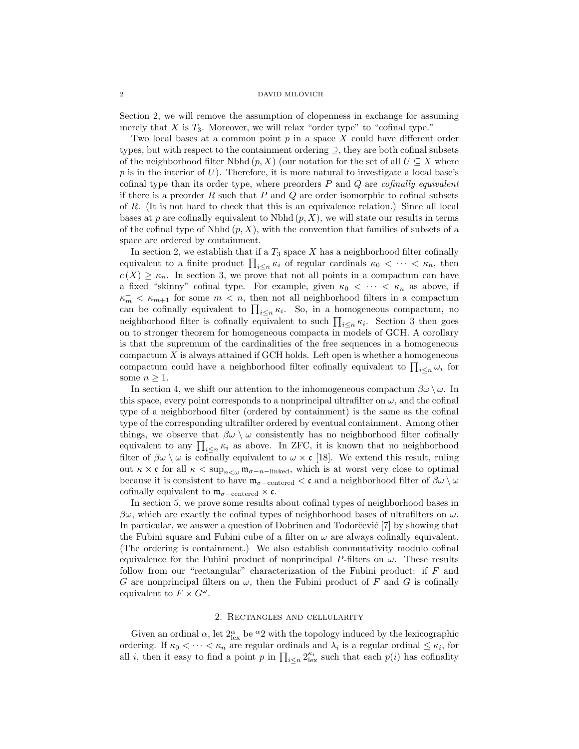Section 2, we will remove the assumption of clopenness in exchange for assuming merely that $X$ is $T_3$. Moreover, we will relax "order type" to "cofinal type."

Two local bases at a common point $p$ in a space $X$ could have different order types, but with respect to the containment ordering $\supseteq$, they are both cofinal subsets of the neighborhood filter $\mathrm{Nbhd}(p, X)$ (our notation for the set of all $U \subseteq X$ where $p$ is in the interior of $U$). Therefore, it is more natural to investigate a local base's cofinal type than its order type, where preorders $P$ and $Q$ are *cofinally equivalent* if there is a preorder $R$ such that $P$ and $Q$ are order isomorphic to cofinal subsets of $R$. (It is not hard to check that this is an equivalence relation.) Since all local bases at $p$ are cofinally equivalent to $\mathrm{Nbhd}(p, X)$, we will state our results in terms of the cofinal type of $\mathrm{Nbhd}(p, X)$, with the convention that families of subsets of a space are ordered by containment.

In section 2, we establish that if a $T_3$ space $X$ has a neighborhood filter cofinally equivalent to a finite product $\prod_{i \leq n} \kappa_i$ of regular cardinals $\kappa_0 < \cdots < \kappa_n$, then $c(X) \geq \kappa_n$. In section 3, we prove that not all points in a compactum can have a fixed "skinny" cofinal type. For example, given $\kappa_0 < \cdots < \kappa_n$ as above, if $\kappa_m^+ < \kappa_{m+1}$ for some $m < n$, then not all neighborhood filters in a compactum can be cofinally equivalent to $\prod_{i \leq n} \kappa_i$. So, in a homogeneous compactum, no neighborhood filter is cofinally equivalent to such $\prod_{i \leq n} \kappa_i$. Section 3 then goes on to stronger theorem for homogeneous compacta in models of GCH. A corollary is that the supremum of the cardinalities of the free sequences in a homogeneous compactum $X$ is always attained if GCH holds. Left open is whether a homogeneous compactum could have a neighborhood filter cofinally equivalent to $\prod_{i \leq n} \omega_i$ for some $n \geq 1$.

In section 4, we shift our attention to the inhomogeneous compactum $\beta\omega \setminus \omega$. In this space, every point corresponds to a nonprincipal ultrafilter on $\omega$, and the cofinal type of a neighborhood filter (ordered by containment) is the same as the cofinal type of the corresponding ultrafilter ordered by eventual containment. Among other things, we observe that $\beta\omega \setminus \omega$ consistently has no neighborhood filter cofinally equivalent to any $\prod_{i \leq n} \kappa_i$ as above. In ZFC, it is known that no neighborhood filter of $\beta\omega \setminus \omega$ is cofinally equivalent to $\omega \times \mathfrak{c}$ [18]. We extend this result, ruling out $\kappa \times \mathfrak{c}$ for all $\kappa < \sup_{n<\omega} \mathfrak{m}_{\sigma-n-\mathrm{linked}}$, which is at worst very close to optimal because it is consistent to have $\mathfrak{m}_{\sigma-\mathrm{centered}} < \mathfrak{c}$ and a neighborhood filter of $\beta\omega \setminus \omega$ cofinally equivalent to $\mathfrak{m}_{\sigma-\mathrm{centered}} \times \mathfrak{c}$.

In section 5, we prove some results about cofinal types of neighborhood bases in $\beta\omega$, which are exactly the cofinal types of neighborhood bases of ultrafilters on $\omega$. In particular, we answer a question of Dobrinen and Todorčević [7] by showing that the Fubini square and Fubini cube of a filter on $\omega$ are always cofinally equivalent. (The ordering is containment.) We also establish commutativity modulo cofinal equivalence for the Fubini product of nonprincipal $P$-filters on $\omega$. These results follow from our "rectangular" characterization of the Fubini product: if $F$ and $G$ are nonprincipal filters on $\omega$, then the Fubini product of $F$ and $G$ is cofinally equivalent to $F \times G^\omega$.

## 2. Rectangles and cellularity

Given an ordinal $\alpha$, let $2^\alpha_{\mathrm{lex}}$ be ${}^\alpha 2$ with the topology induced by the lexicographic ordering. If $\kappa_0 < \cdots < \kappa_n$ are regular ordinals and $\lambda_i$ is a regular ordinal $\leq \kappa_i$, for all $i$, then it easy to find a point $p$ in $\prod_{i \leq n} 2^{\kappa_i}_{\mathrm{lex}}$ such that each $p(i)$ has cofinality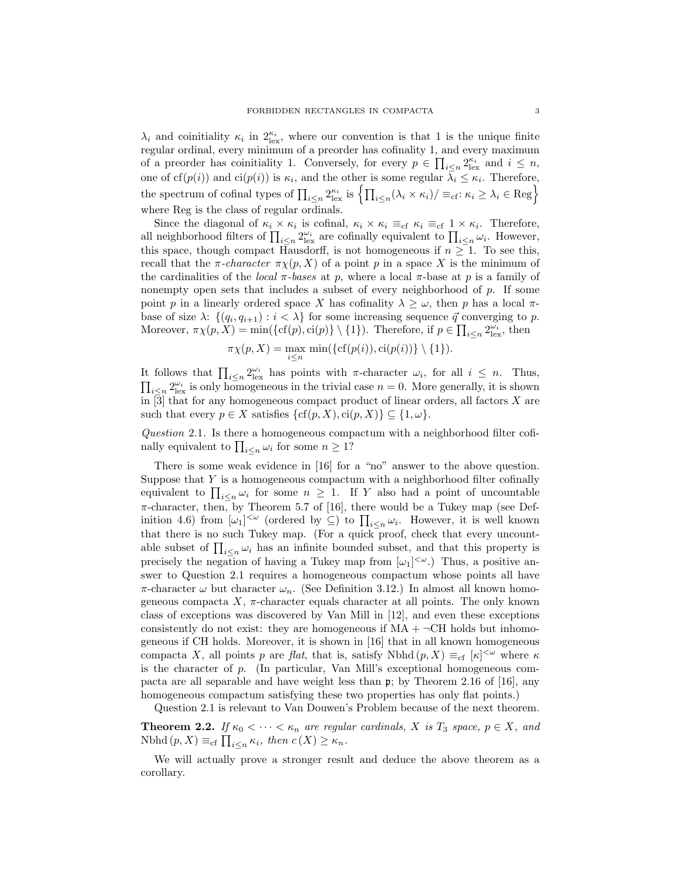$\lambda_i$ and coinitiality $\kappa_i$ in $2^{\kappa_i}_{\text{lex}}$, where our convention is that 1 is the unique finite regular ordinal, every minimum of a preorder has cofinality 1, and every maximum of a preorder has coinitiality 1. Conversely, for every $p \in \prod_{i\leq n} 2^{\kappa_i}_{\text{lex}}$ and $i \leq n$, one of $\text{cf}(p(i))$ and $\text{ci}(p(i))$ is $\kappa_i$, and the other is some regular $\lambda_i \leq \kappa_i$. Therefore, the spectrum of cofinal types of $\prod_{i\leq n} 2^{\kappa_i}_{\text{lex}}$ is $\left\{\prod_{i\leq n}(\lambda_i \times \kappa_i)/\equiv_{\text{cf}} : \kappa_i \geq \lambda_i \in \text{Reg}\right\}$ where Reg is the class of regular ordinals.

Since the diagonal of $\kappa_i \times \kappa_i$ is cofinal, $\kappa_i \times \kappa_i \equiv_{\text{cf}} \kappa_i \equiv_{\text{cf}} 1 \times \kappa_i$. Therefore, all neighborhood filters of $\prod_{i\leq n} 2^{\omega_i}_{\text{lex}}$ are cofinally equivalent to $\prod_{i\leq n} \omega_i$. However, this space, though compact Hausdorff, is not homogeneous if $n \geq 1$. To see this, recall that the *$\pi$-character* $\pi\chi(p, X)$ of a point $p$ in a space $X$ is the minimum of the cardinalities of the *local $\pi$-bases* at $p$, where a local $\pi$-base at $p$ is a family of nonempty open sets that includes a subset of every neighborhood of $p$. If some point $p$ in a linearly ordered space $X$ has cofinality $\lambda \geq \omega$, then $p$ has a local $\pi$-base of size $\lambda$: $\{(q_i, q_{i+1}) : i < \lambda\}$ for some increasing sequence $\vec{q}$ converging to $p$. Moreover, $\pi\chi(p, X) = \min(\{\text{cf}(p), \text{ci}(p)\} \setminus \{1\})$. Therefore, if $p \in \prod_{i\leq n} 2^{\omega_i}_{\text{lex}}$, then

$$\pi\chi(p, X) = \max_{i\leq n} \min(\{\text{cf}(p(i)), \text{ci}(p(i))\} \setminus \{1\}).$$

It follows that $\prod_{i\leq n} 2^{\omega_i}_{\text{lex}}$ has points with $\pi$-character $\omega_i$, for all $i \leq n$. Thus, $\prod_{i\leq n} 2^{\omega_i}_{\text{lex}}$ is only homogeneous in the trivial case $n = 0$. More generally, it is shown in [3] that for any homogeneous compact product of linear orders, all factors $X$ are such that every $p \in X$ satisfies $\{\text{cf}(p, X), \text{ci}(p, X)\} \subseteq \{1, \omega\}$.

*Question* 2.1. Is there a homogeneous compactum with a neighborhood filter cofinally equivalent to $\prod_{i\leq n} \omega_i$ for some $n \geq 1$?

There is some weak evidence in [16] for a "no" answer to the above question. Suppose that $Y$ is a homogeneous compactum with a neighborhood filter cofinally equivalent to $\prod_{i\leq n} \omega_i$ for some $n \geq 1$. If $Y$ also had a point of uncountable $\pi$-character, then, by Theorem 5.7 of [16], there would be a Tukey map (see Definition 4.6) from $[\omega_1]^{<\omega}$ (ordered by $\subseteq$) to $\prod_{i\leq n} \omega_i$. However, it is well known that there is no such Tukey map. (For a quick proof, check that every uncountable subset of $\prod_{i\leq n} \omega_i$ has an infinite bounded subset, and that this property is precisely the negation of having a Tukey map from $[\omega_1]^{<\omega}$.) Thus, a positive answer to Question 2.1 requires a homogeneous compactum whose points all have $\pi$-character $\omega$ but character $\omega_n$. (See Definition 3.12.) In almost all known homogeneous compacta $X$, $\pi$-character equals character at all points. The only known class of exceptions was discovered by Van Mill in [12], and even these exceptions consistently do not exist: they are homogeneous if MA + $\neg$CH holds but inhomogeneous if CH holds. Moreover, it is shown in [16] that in all known homogeneous compacta $X$, all points $p$ are *flat*, that is, satisfy $\text{Nbhd}(p, X) \equiv_{\text{cf}} [\kappa]^{<\omega}$ where $\kappa$ is the character of $p$. (In particular, Van Mill's exceptional homogeneous compacta are all separable and have weight less than $\mathfrak{p}$; by Theorem 2.16 of [16], any homogeneous compactum satisfying these two properties has only flat points.)

Question 2.1 is relevant to Van Douwen's Problem because of the next theorem.

**Theorem 2.2.** *If $\kappa_0 < \cdots < \kappa_n$ are regular cardinals, $X$ is $T_3$ space, $p \in X$, and $\text{Nbhd}(p, X) \equiv_{\text{cf}} \prod_{i\leq n} \kappa_i$, then $c(X) \geq \kappa_n$.*

We will actually prove a stronger result and deduce the above theorem as a corollary.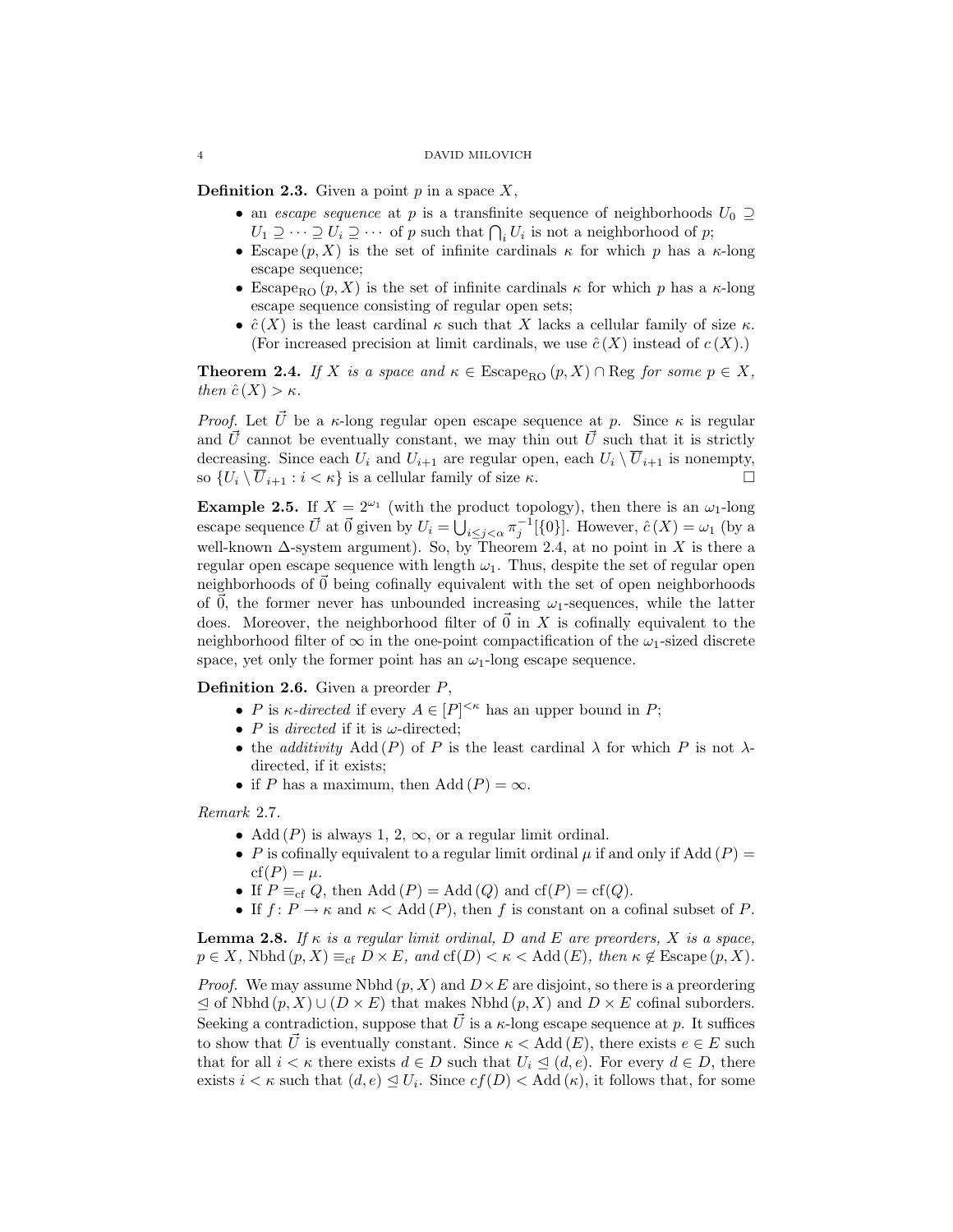**Definition 2.3.** Given a point $p$ in a space $X$,

- an *escape sequence* at $p$ is a transfinite sequence of neighborhoods $U_0 \supseteq U_1 \supseteq \cdots \supseteq U_i \supseteq \cdots$ of $p$ such that $\bigcap_i U_i$ is not a neighborhood of $p$;
- $\mathrm{Escape}\,(p, X)$ is the set of infinite cardinals $\kappa$ for which $p$ has a $\kappa$-long escape sequence;
- $\mathrm{Escape}_{\mathrm{RO}}\,(p, X)$ is the set of infinite cardinals $\kappa$ for which $p$ has a $\kappa$-long escape sequence consisting of regular open sets;
- $\hat{c}\,(X)$ is the least cardinal $\kappa$ such that $X$ lacks a cellular family of size $\kappa$. (For increased precision at limit cardinals, we use $\hat{c}\,(X)$ instead of $c\,(X)$.)

**Theorem 2.4.** *If $X$ is a space and $\kappa \in \mathrm{Escape}_{\mathrm{RO}}\,(p, X) \cap \mathrm{Reg}$ for some $p \in X$, then $\hat{c}\,(X) > \kappa$.*

*Proof.* Let $\vec{U}$ be a $\kappa$-long regular open escape sequence at $p$. Since $\kappa$ is regular and $\vec{U}$ cannot be eventually constant, we may thin out $\vec{U}$ such that it is strictly decreasing. Since each $U_i$ and $U_{i+1}$ are regular open, each $U_i \setminus \overline{U}_{i+1}$ is nonempty, so $\{U_i \setminus \overline{U}_{i+1} : i < \kappa\}$ is a cellular family of size $\kappa$. □

**Example 2.5.** If $X = 2^{\omega_1}$ (with the product topology), then there is an $\omega_1$-long escape sequence $\vec{U}$ at $\vec{0}$ given by $U_i = \bigcup_{i \le j < \alpha} \pi_j^{-1}[\{0\}]$. However, $\hat{c}\,(X) = \omega_1$ (by a well-known $\Delta$-system argument). So, by Theorem 2.4, at no point in $X$ is there a regular open escape sequence with length $\omega_1$. Thus, despite the set of regular open neighborhoods of $\vec{0}$ being cofinally equivalent with the set of open neighborhoods of $\vec{0}$, the former never has unbounded increasing $\omega_1$-sequences, while the latter does. Moreover, the neighborhood filter of $\vec{0}$ in $X$ is cofinally equivalent to the neighborhood filter of $\infty$ in the one-point compactification of the $\omega_1$-sized discrete space, yet only the former point has an $\omega_1$-long escape sequence.

**Definition 2.6.** Given a preorder $P$,

- $P$ is *$\kappa$-directed* if every $A \in [P]^{<\kappa}$ has an upper bound in $P$;
- $P$ is *directed* if it is $\omega$-directed;
- the *additivity* $\mathrm{Add}\,(P)$ of $P$ is the least cardinal $\lambda$ for which $P$ is not $\lambda$-directed, if it exists;
- if $P$ has a maximum, then $\mathrm{Add}\,(P) = \infty$.

*Remark* 2.7.

- $\mathrm{Add}\,(P)$ is always 1, 2, $\infty$, or a regular limit ordinal.
- $P$ is cofinally equivalent to a regular limit ordinal $\mu$ if and only if $\mathrm{Add}\,(P) = \mathrm{cf}(P) = \mu$.
- If $P \equiv_{\mathrm{cf}} Q$, then $\mathrm{Add}\,(P) = \mathrm{Add}\,(Q)$ and $\mathrm{cf}(P) = \mathrm{cf}(Q)$.
- If $f\colon P \to \kappa$ and $\kappa < \mathrm{Add}\,(P)$, then $f$ is constant on a cofinal subset of $P$.

**Lemma 2.8.** *If $\kappa$ is a regular limit ordinal, $D$ and $E$ are preorders, $X$ is a space, $p \in X$, $\mathrm{Nbhd}\,(p, X) \equiv_{\mathrm{cf}} D \times E$, and $\mathrm{cf}(D) < \kappa < \mathrm{Add}\,(E)$, then $\kappa \notin \mathrm{Escape}\,(p, X)$.*

*Proof.* We may assume $\mathrm{Nbhd}\,(p, X)$ and $D \times E$ are disjoint, so there is a preordering $\trianglelefteq$ of $\mathrm{Nbhd}\,(p, X) \cup (D \times E)$ that makes $\mathrm{Nbhd}\,(p, X)$ and $D \times E$ cofinal suborders. Seeking a contradiction, suppose that $\vec{U}$ is a $\kappa$-long escape sequence at $p$. It suffices to show that $\vec{U}$ is eventually constant. Since $\kappa < \mathrm{Add}\,(E)$, there exists $e \in E$ such that for all $i < \kappa$ there exists $d \in D$ such that $U_i \trianglelefteq (d, e)$. For every $d \in D$, there exists $i < \kappa$ such that $(d, e) \trianglelefteq U_i$. Since $cf(D) < \mathrm{Add}\,(\kappa)$, it follows that, for some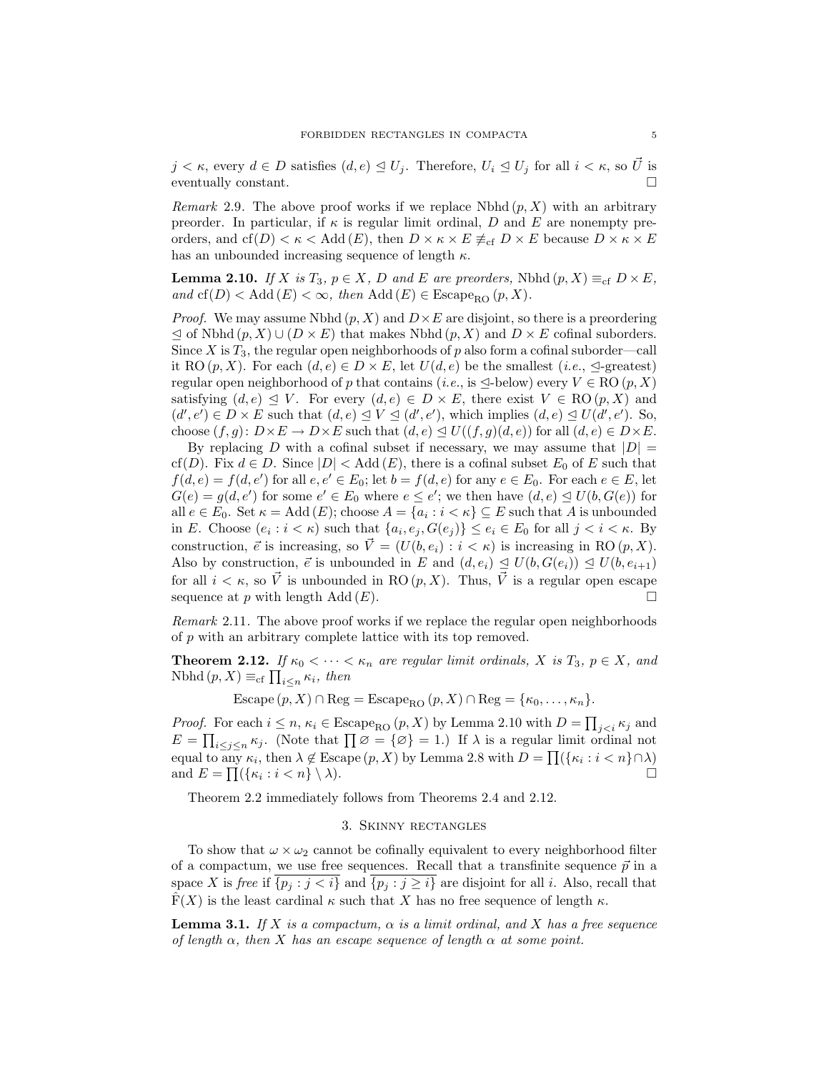$j < \kappa$, every $d \in D$ satisfies $(d, e) \trianglelefteq U_j$. Therefore, $U_i \trianglelefteq U_j$ for all $i < \kappa$, so $\vec{U}$ is eventually constant. $\square$

*Remark* 2.9. The above proof works if we replace $\mathrm{Nbhd}\,(p, X)$ with an arbitrary preorder. In particular, if $\kappa$ is regular limit ordinal, $D$ and $E$ are nonempty preorders, and $\mathrm{cf}(D) < \kappa < \mathrm{Add}\,(E)$, then $D \times \kappa \times E \not\equiv_{\mathrm{cf}} D \times E$ because $D \times \kappa \times E$ has an unbounded increasing sequence of length $\kappa$.

**Lemma 2.10.** *If $X$ is $T_3$, $p \in X$, $D$ and $E$ are preorders, $\mathrm{Nbhd}\,(p, X) \equiv_{\mathrm{cf}} D \times E$, and $\mathrm{cf}(D) < \mathrm{Add}\,(E) < \infty$, then $\mathrm{Add}\,(E) \in \mathrm{Escape}_{\mathrm{RO}}\,(p, X)$.*

*Proof.* We may assume $\mathrm{Nbhd}\,(p, X)$ and $D \times E$ are disjoint, so there is a preordering $\trianglelefteq$ of $\mathrm{Nbhd}\,(p, X) \cup (D \times E)$ that makes $\mathrm{Nbhd}\,(p, X)$ and $D \times E$ cofinal suborders. Since $X$ is $T_3$, the regular open neighborhoods of $p$ also form a cofinal suborder—call it $\mathrm{RO}\,(p, X)$. For each $(d, e) \in D \times E$, let $U(d, e)$ be the smallest (*i.e.*, $\trianglelefteq$-greatest) regular open neighborhood of $p$ that contains (*i.e.*, is $\trianglelefteq$-below) every $V \in \mathrm{RO}\,(p, X)$ satisfying $(d, e) \trianglelefteq V$. For every $(d, e) \in D \times E$, there exist $V \in \mathrm{RO}\,(p, X)$ and $(d', e') \in D \times E$ such that $(d, e) \trianglelefteq V \trianglelefteq (d', e')$, which implies $(d, e) \trianglelefteq U(d', e')$. So, choose $(f, g) \colon D \times E \to D \times E$ such that $(d, e) \trianglelefteq U((f, g)(d, e))$ for all $(d, e) \in D \times E$.

By replacing $D$ with a cofinal subset if necessary, we may assume that $|D| = \mathrm{cf}(D)$. Fix $d \in D$. Since $|D| < \mathrm{Add}\,(E)$, there is a cofinal subset $E_0$ of $E$ such that $f(d, e) = f(d, e')$ for all $e, e' \in E_0$; let $b = f(d, e)$ for any $e \in E_0$. For each $e \in E$, let $G(e) = g(d, e')$ for some $e' \in E_0$ where $e \leq e'$; we then have $(d, e) \trianglelefteq U(b, G(e))$ for all $e \in E_0$. Set $\kappa = \mathrm{Add}\,(E)$; choose $A = \{a_i : i < \kappa\} \subseteq E$ such that $A$ is unbounded in $E$. Choose $(e_i : i < \kappa)$ such that $\{a_i, e_j, G(e_j)\} \leq e_i \in E_0$ for all $j < i < \kappa$. By construction, $\vec{e}$ is increasing, so $\vec{V} = (U(b, e_i) : i < \kappa)$ is increasing in $\mathrm{RO}\,(p, X)$. Also by construction, $\vec{e}$ is unbounded in $E$ and $(d, e_i) \trianglelefteq U(b, G(e_i)) \trianglelefteq U(b, e_{i+1})$ for all $i < \kappa$, so $\vec{V}$ is unbounded in $\mathrm{RO}\,(p, X)$. Thus, $\vec{V}$ is a regular open escape sequence at $p$ with length $\mathrm{Add}\,(E)$. $\square$

*Remark* 2.11. The above proof works if we replace the regular open neighborhoods of $p$ with an arbitrary complete lattice with its top removed.

**Theorem 2.12.** *If $\kappa_0 < \cdots < \kappa_n$ are regular limit ordinals, $X$ is $T_3$, $p \in X$, and $\mathrm{Nbhd}\,(p, X) \equiv_{\mathrm{cf}} \prod_{i \leq n} \kappa_i$, then*

$$\mathrm{Escape}\,(p, X) \cap \mathrm{Reg} = \mathrm{Escape}_{\mathrm{RO}}\,(p, X) \cap \mathrm{Reg} = \{\kappa_0, \ldots, \kappa_n\}.$$

*Proof.* For each $i \leq n$, $\kappa_i \in \mathrm{Escape}_{\mathrm{RO}}\,(p, X)$ by Lemma 2.10 with $D = \prod_{j<i} \kappa_j$ and $E = \prod_{i \leq j \leq n} \kappa_j$. (Note that $\prod \varnothing = \{\varnothing\} = 1$.) If $\lambda$ is a regular limit ordinal not equal to any $\kappa_i$, then $\lambda \notin \mathrm{Escape}\,(p, X)$ by Lemma 2.8 with $D = \prod(\{\kappa_i : i < n\} \cap \lambda)$ and $E = \prod(\{\kappa_i : i < n\} \setminus \lambda)$. $\square$

Theorem 2.2 immediately follows from Theorems 2.4 and 2.12.

## 3. Skinny rectangles

To show that $\omega \times \omega_2$ cannot be cofinally equivalent to every neighborhood filter of a compactum, we use free sequences. Recall that a transfinite sequence $\vec{p}$ in a space $X$ is *free* if $\overline{\{p_j : j < i\}}$ and $\overline{\{p_j : j \geq i\}}$ are disjoint for all $i$. Also, recall that $\hat{\mathrm{F}}(X)$ is the least cardinal $\kappa$ such that $X$ has no free sequence of length $\kappa$.

**Lemma 3.1.** *If $X$ is a compactum, $\alpha$ is a limit ordinal, and $X$ has a free sequence of length $\alpha$, then $X$ has an escape sequence of length $\alpha$ at some point.*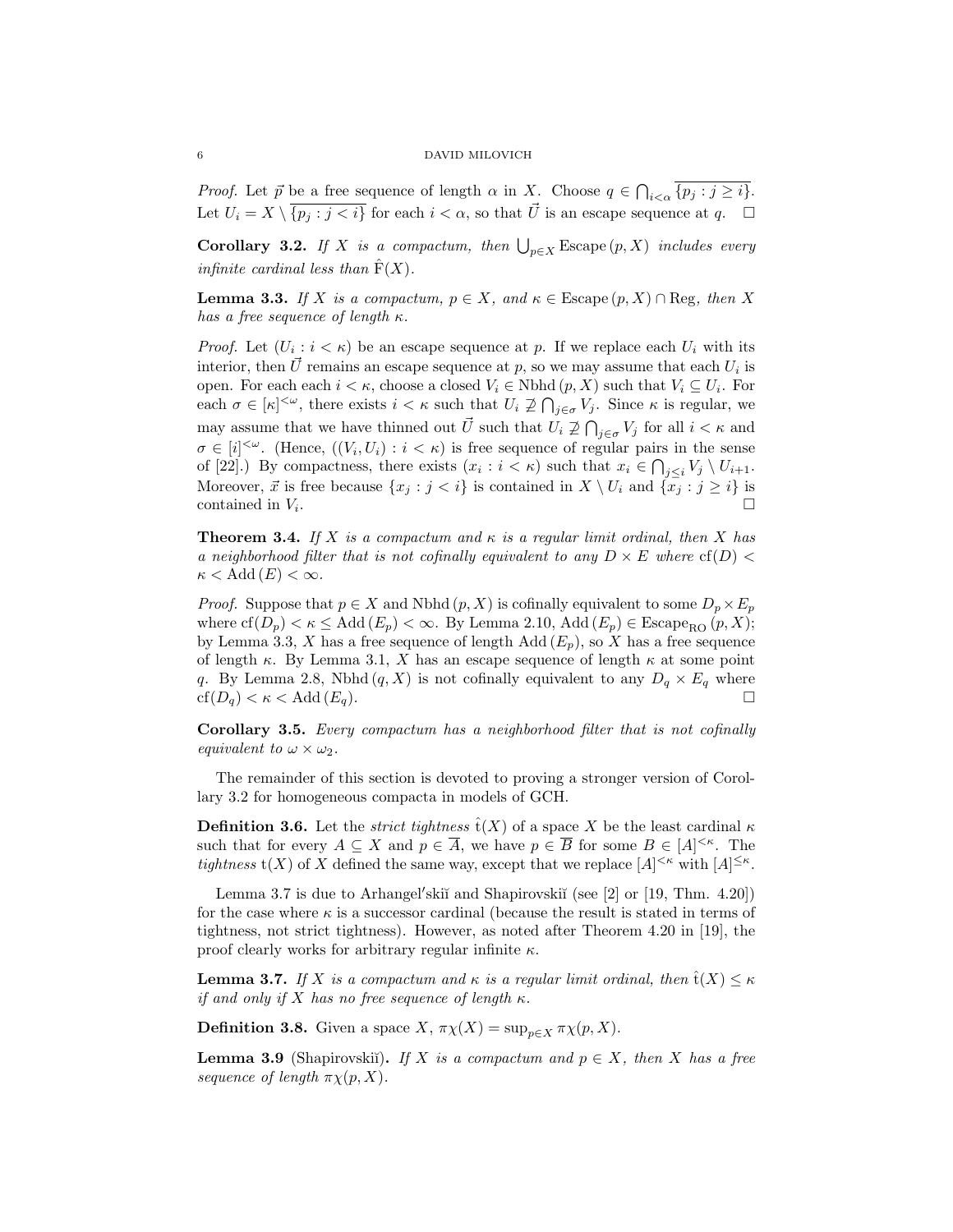*Proof.* Let $\vec{p}$ be a free sequence of length $\alpha$ in $X$. Choose $q \in \bigcap_{i<\alpha} \overline{\{p_j : j \geq i\}}$. Let $U_i = X \setminus \overline{\{p_j : j < i\}}$ for each $i < \alpha$, so that $\vec{U}$ is an escape sequence at $q$. $\square$

**Corollary 3.2.** *If $X$ is a compactum, then $\bigcup_{p \in X} \mathrm{Escape}\,(p, X)$ includes every infinite cardinal less than $\hat{\mathrm{F}}(X)$.*

**Lemma 3.3.** *If $X$ is a compactum, $p \in X$, and $\kappa \in \mathrm{Escape}\,(p, X) \cap \mathrm{Reg}$, then $X$ has a free sequence of length $\kappa$.*

*Proof.* Let $(U_i : i < \kappa)$ be an escape sequence at $p$. If we replace each $U_i$ with its interior, then $\vec{U}$ remains an escape sequence at $p$, so we may assume that each $U_i$ is open. For each each $i < \kappa$, choose a closed $V_i \in \mathrm{Nbhd}\,(p, X)$ such that $V_i \subseteq U_i$. For each $\sigma \in [\kappa]^{<\omega}$, there exists $i < \kappa$ such that $U_i \not\supseteq \bigcap_{j \in \sigma} V_j$. Since $\kappa$ is regular, we may assume that we have thinned out $\vec{U}$ such that $U_i \not\supseteq \bigcap_{j \in \sigma} V_j$ for all $i < \kappa$ and $\sigma \in [i]^{<\omega}$. (Hence, $((V_i, U_i) : i < \kappa)$ is free sequence of regular pairs in the sense of [22].) By compactness, there exists $(x_i : i < \kappa)$ such that $x_i \in \bigcap_{j \leq i} V_j \setminus U_{i+1}$. Moreover, $\vec{x}$ is free because $\{x_j : j < i\}$ is contained in $X \setminus U_i$ and $\{x_j : j \geq i\}$ is contained in $V_i$. $\square$

**Theorem 3.4.** *If $X$ is a compactum and $\kappa$ is a regular limit ordinal, then $X$ has a neighborhood filter that is not cofinally equivalent to any $D \times E$ where $\mathrm{cf}(D) < \kappa < \mathrm{Add}\,(E) < \infty$.*

*Proof.* Suppose that $p \in X$ and $\mathrm{Nbhd}\,(p, X)$ is cofinally equivalent to some $D_p \times E_p$ where $\mathrm{cf}(D_p) < \kappa \leq \mathrm{Add}\,(E_p) < \infty$. By Lemma 2.10, $\mathrm{Add}\,(E_p) \in \mathrm{Escape}_{\mathrm{RO}}\,(p, X)$; by Lemma 3.3, $X$ has a free sequence of length $\mathrm{Add}\,(E_p)$, so $X$ has a free sequence of length $\kappa$. By Lemma 3.1, $X$ has an escape sequence of length $\kappa$ at some point $q$. By Lemma 2.8, $\mathrm{Nbhd}\,(q, X)$ is not cofinally equivalent to any $D_q \times E_q$ where $\mathrm{cf}(D_q) < \kappa < \mathrm{Add}\,(E_q)$. $\square$

**Corollary 3.5.** *Every compactum has a neighborhood filter that is not cofinally equivalent to $\omega \times \omega_2$.*

The remainder of this section is devoted to proving a stronger version of Corollary 3.2 for homogeneous compacta in models of GCH.

**Definition 3.6.** Let the *strict tightness* $\hat{\mathrm{t}}(X)$ of a space $X$ be the least cardinal $\kappa$ such that for every $A \subseteq X$ and $p \in \overline{A}$, we have $p \in \overline{B}$ for some $B \in [A]^{<\kappa}$. The *tightness* $\mathrm{t}(X)$ of $X$ defined the same way, except that we replace $[A]^{<\kappa}$ with $[A]^{\leq\kappa}$.

Lemma 3.7 is due to Arhangel′skiĭ and Shapirovskiĭ (see [2] or [19, Thm. 4.20]) for the case where $\kappa$ is a successor cardinal (because the result is stated in terms of tightness, not strict tightness). However, as noted after Theorem 4.20 in [19], the proof clearly works for arbitrary regular infinite $\kappa$.

**Lemma 3.7.** *If $X$ is a compactum and $\kappa$ is a regular limit ordinal, then $\hat{\mathrm{t}}(X) \leq \kappa$ if and only if $X$ has no free sequence of length $\kappa$.*

**Definition 3.8.** Given a space $X$, $\pi\chi(X) = \sup_{p \in X} \pi\chi(p, X)$.

**Lemma 3.9** (Shapirovskiĭ)**.** *If $X$ is a compactum and $p \in X$, then $X$ has a free sequence of length $\pi\chi(p, X)$.*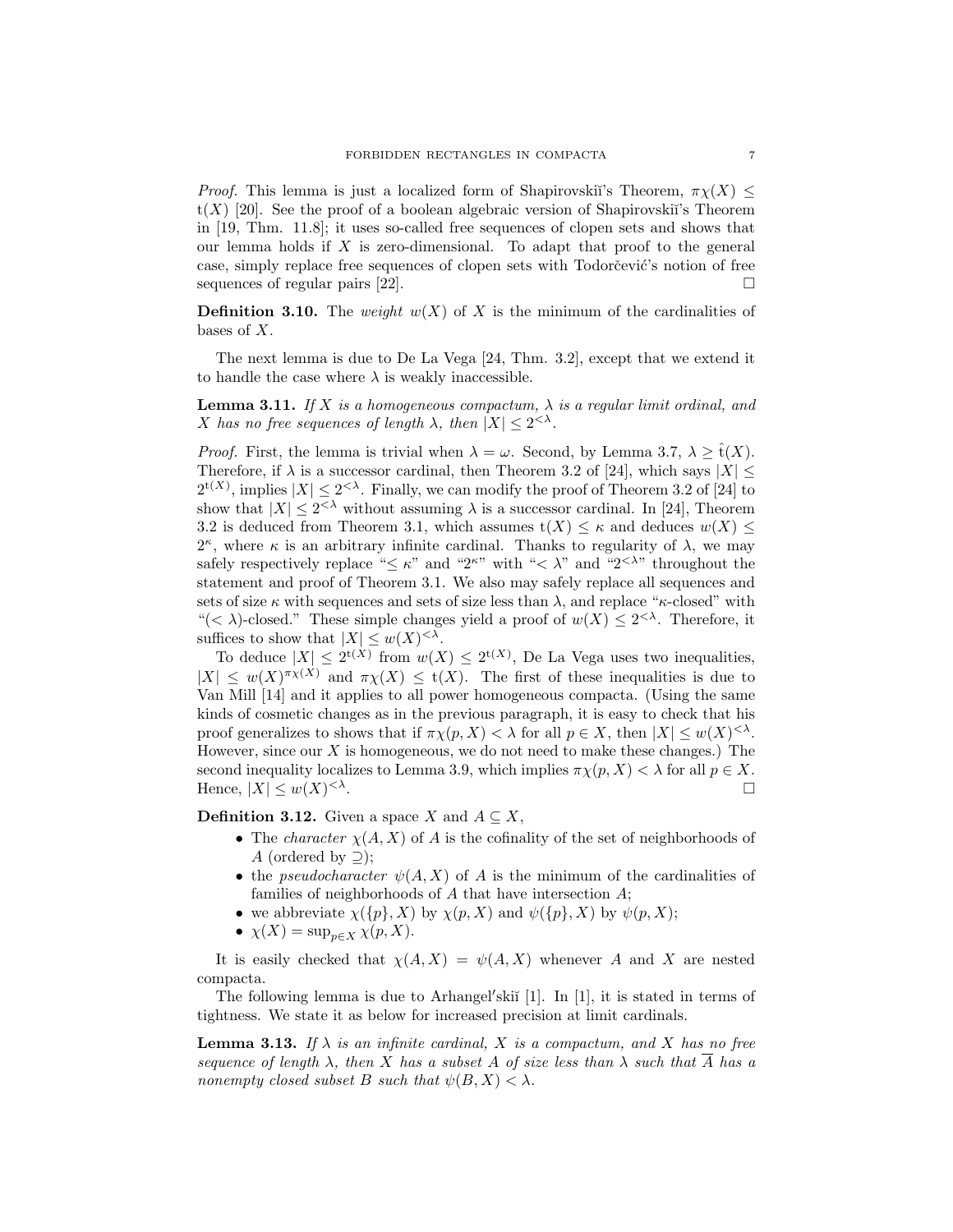*Proof.* This lemma is just a localized form of Shapirovskiĭ's Theorem, $\pi\chi(X) \leq \mathrm{t}(X)$ [20]. See the proof of a boolean algebraic version of Shapirovskiĭ's Theorem in [19, Thm. 11.8]; it uses so-called free sequences of clopen sets and shows that our lemma holds if $X$ is zero-dimensional. To adapt that proof to the general case, simply replace free sequences of clopen sets with Todorčević's notion of free sequences of regular pairs [22]. □

**Definition 3.10.** The *weight* $w(X)$ of $X$ is the minimum of the cardinalities of bases of $X$.

The next lemma is due to De La Vega [24, Thm. 3.2], except that we extend it to handle the case where $\lambda$ is weakly inaccessible.

**Lemma 3.11.** *If $X$ is a homogeneous compactum, $\lambda$ is a regular limit ordinal, and $X$ has no free sequences of length $\lambda$, then $|X| \leq 2^{<\lambda}$.*

*Proof.* First, the lemma is trivial when $\lambda = \omega$. Second, by Lemma 3.7, $\lambda \geq \hat{\mathrm{t}}(X)$. Therefore, if $\lambda$ is a successor cardinal, then Theorem 3.2 of [24], which says $|X| \leq 2^{\mathrm{t}(X)}$, implies $|X| \leq 2^{<\lambda}$. Finally, we can modify the proof of Theorem 3.2 of [24] to show that $|X| \leq 2^{<\lambda}$ without assuming $\lambda$ is a successor cardinal. In [24], Theorem 3.2 is deduced from Theorem 3.1, which assumes $\mathrm{t}(X) \leq \kappa$ and deduces $w(X) \leq 2^\kappa$, where $\kappa$ is an arbitrary infinite cardinal. Thanks to regularity of $\lambda$, we may safely respectively replace "$\leq \kappa$" and "$2^\kappa$" with "$< \lambda$" and "$2^{<\lambda}$" throughout the statement and proof of Theorem 3.1. We also may safely replace all sequences and sets of size $\kappa$ with sequences and sets of size less than $\lambda$, and replace "$\kappa$-closed" with "$(< \lambda)$-closed." These simple changes yield a proof of $w(X) \leq 2^{<\lambda}$. Therefore, it suffices to show that $|X| \leq w(X)^{<\lambda}$.

To deduce $|X| \leq 2^{\mathrm{t}(X)}$ from $w(X) \leq 2^{\mathrm{t}(X)}$, De La Vega uses two inequalities, $|X| \leq w(X)^{\pi\chi(X)}$ and $\pi\chi(X) \leq \mathrm{t}(X)$. The first of these inequalities is due to Van Mill [14] and it applies to all power homogeneous compacta. (Using the same kinds of cosmetic changes as in the previous paragraph, it is easy to check that his proof generalizes to shows that if $\pi\chi(p, X) < \lambda$ for all $p \in X$, then $|X| \leq w(X)^{<\lambda}$. However, since our $X$ is homogeneous, we do not need to make these changes.) The second inequality localizes to Lemma 3.9, which implies $\pi\chi(p, X) < \lambda$ for all $p \in X$. Hence, $|X| \leq w(X)^{<\lambda}$. □

**Definition 3.12.** Given a space $X$ and $A \subseteq X$,

- The *character* $\chi(A, X)$ of $A$ is the cofinality of the set of neighborhoods of $A$ (ordered by $\supseteq$);
- the *pseudocharacter* $\psi(A, X)$ of $A$ is the minimum of the cardinalities of families of neighborhoods of $A$ that have intersection $A$;
- we abbreviate $\chi(\{p\}, X)$ by $\chi(p, X)$ and $\psi(\{p\}, X)$ by $\psi(p, X)$;
- $\chi(X) = \sup_{p \in X} \chi(p, X)$.

It is easily checked that $\chi(A, X) = \psi(A, X)$ whenever $A$ and $X$ are nested compacta.

The following lemma is due to Arhangel′skiĭ [1]. In [1], it is stated in terms of tightness. We state it as below for increased precision at limit cardinals.

**Lemma 3.13.** *If $\lambda$ is an infinite cardinal, $X$ is a compactum, and $X$ has no free sequence of length $\lambda$, then $X$ has a subset $A$ of size less than $\lambda$ such that $\overline{A}$ has a nonempty closed subset $B$ such that $\psi(B, X) < \lambda$.*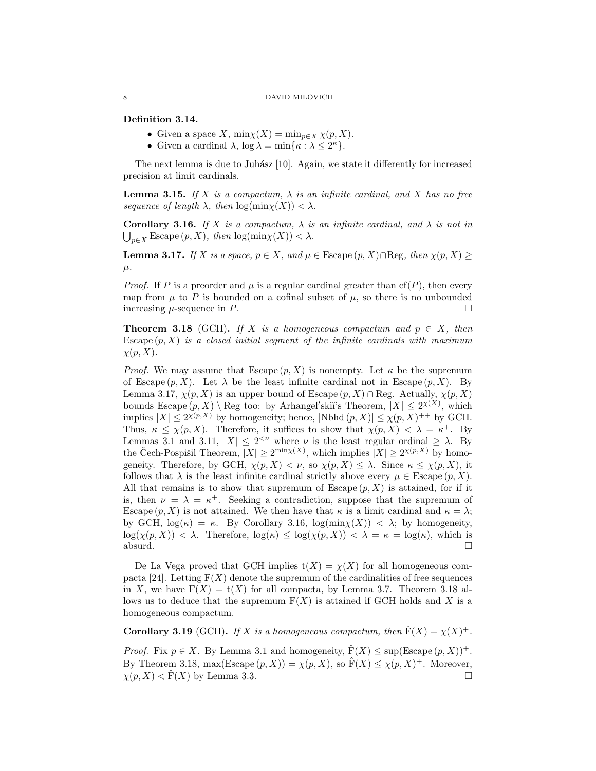**Definition 3.14.**

- Given a space $X$, $\min\chi(X) = \min_{p \in X} \chi(p, X)$.
- Given a cardinal $\lambda$, $\log \lambda = \min\{\kappa : \lambda \leq 2^\kappa\}$.

The next lemma is due to Juhász [10]. Again, we state it differently for increased precision at limit cardinals.

**Lemma 3.15.** *If $X$ is a compactum, $\lambda$ is an infinite cardinal, and $X$ has no free sequence of length $\lambda$, then $\log(\min\chi(X)) < \lambda$.*

**Corollary 3.16.** *If $X$ is a compactum, $\lambda$ is an infinite cardinal, and $\lambda$ is not in $\bigcup_{p \in X} \mathrm{Escape}\,(p, X)$, then $\log(\min\chi(X)) < \lambda$.*

**Lemma 3.17.** *If $X$ is a space, $p \in X$, and $\mu \in \mathrm{Escape}\,(p, X) \cap \mathrm{Reg}$, then $\chi(p, X) \geq \mu$.*

*Proof.* If $P$ is a preorder and $\mu$ is a regular cardinal greater than $\mathrm{cf}(P)$, then every map from $\mu$ to $P$ is bounded on a cofinal subset of $\mu$, so there is no unbounded increasing $\mu$-sequence in $P$. □

**Theorem 3.18** (GCH)**.** *If $X$ is a homogeneous compactum and $p \in X$, then $\mathrm{Escape}\,(p, X)$ is a closed initial segment of the infinite cardinals with maximum $\chi(p, X)$.*

*Proof.* We may assume that $\mathrm{Escape}\,(p, X)$ is nonempty. Let $\kappa$ be the supremum of $\mathrm{Escape}\,(p, X)$. Let $\lambda$ be the least infinite cardinal not in $\mathrm{Escape}\,(p, X)$. By Lemma 3.17, $\chi(p, X)$ is an upper bound of $\mathrm{Escape}\,(p, X) \cap \mathrm{Reg}$. Actually, $\chi(p, X)$ bounds $\mathrm{Escape}\,(p, X) \setminus \mathrm{Reg}$ too: by Arhangel′skiĭ's Theorem, $|X| \leq 2^{\chi(X)}$, which implies $|X| \leq 2^{\chi(p,X)}$ by homogeneity; hence, $|\mathrm{Nbhd}\,(p, X)| \leq \chi(p, X)^{++}$ by GCH. Thus, $\kappa \leq \chi(p, X)$. Therefore, it suffices to show that $\chi(p, X) < \lambda = \kappa^+$. By Lemmas 3.1 and 3.11, $|X| \leq 2^{<\nu}$ where $\nu$ is the least regular ordinal $\geq \lambda$. By the Čech-Pospišil Theorem, $|X| \geq 2^{\min\chi(X)}$, which implies $|X| \geq 2^{\chi(p,X)}$ by homogeneity. Therefore, by GCH, $\chi(p, X) < \nu$, so $\chi(p, X) \leq \lambda$. Since $\kappa \leq \chi(p, X)$, it follows that $\lambda$ is the least infinite cardinal strictly above every $\mu \in \mathrm{Escape}\,(p, X)$. All that remains is to show that supremum of $\mathrm{Escape}\,(p, X)$ is attained, for if it is, then $\nu = \lambda = \kappa^+$. Seeking a contradiction, suppose that the supremum of $\mathrm{Escape}\,(p, X)$ is not attained. We then have that $\kappa$ is a limit cardinal and $\kappa = \lambda$; by GCH, $\log(\kappa) = \kappa$. By Corollary 3.16, $\log(\min\chi(X)) < \lambda$; by homogeneity, $\log(\chi(p, X)) < \lambda$. Therefore, $\log(\kappa) \leq \log(\chi(p, X)) < \lambda = \kappa = \log(\kappa)$, which is absurd. □

De La Vega proved that GCH implies $\mathrm{t}(X) = \chi(X)$ for all homogeneous compacta [24]. Letting $\mathrm{F}(X)$ denote the supremum of the cardinalities of free sequences in $X$, we have $\mathrm{F}(X) = \mathrm{t}(X)$ for all compacta, by Lemma 3.7. Theorem 3.18 allows us to deduce that the supremum $\mathrm{F}(X)$ is attained if GCH holds and $X$ is a homogeneous compactum.

**Corollary 3.19** (GCH)**.** *If $X$ is a homogeneous compactum, then $\hat{\mathrm{F}}(X) = \chi(X)^+$.*

*Proof.* Fix $p \in X$. By Lemma 3.1 and homogeneity, $\hat{\mathrm{F}}(X) \leq \sup(\mathrm{Escape}\,(p, X))^+$. By Theorem 3.18, $\max(\mathrm{Escape}\,(p, X)) = \chi(p, X)$, so $\hat{\mathrm{F}}(X) \leq \chi(p, X)^+$. Moreover, $\chi(p, X) < \hat{\mathrm{F}}(X)$ by Lemma 3.3. □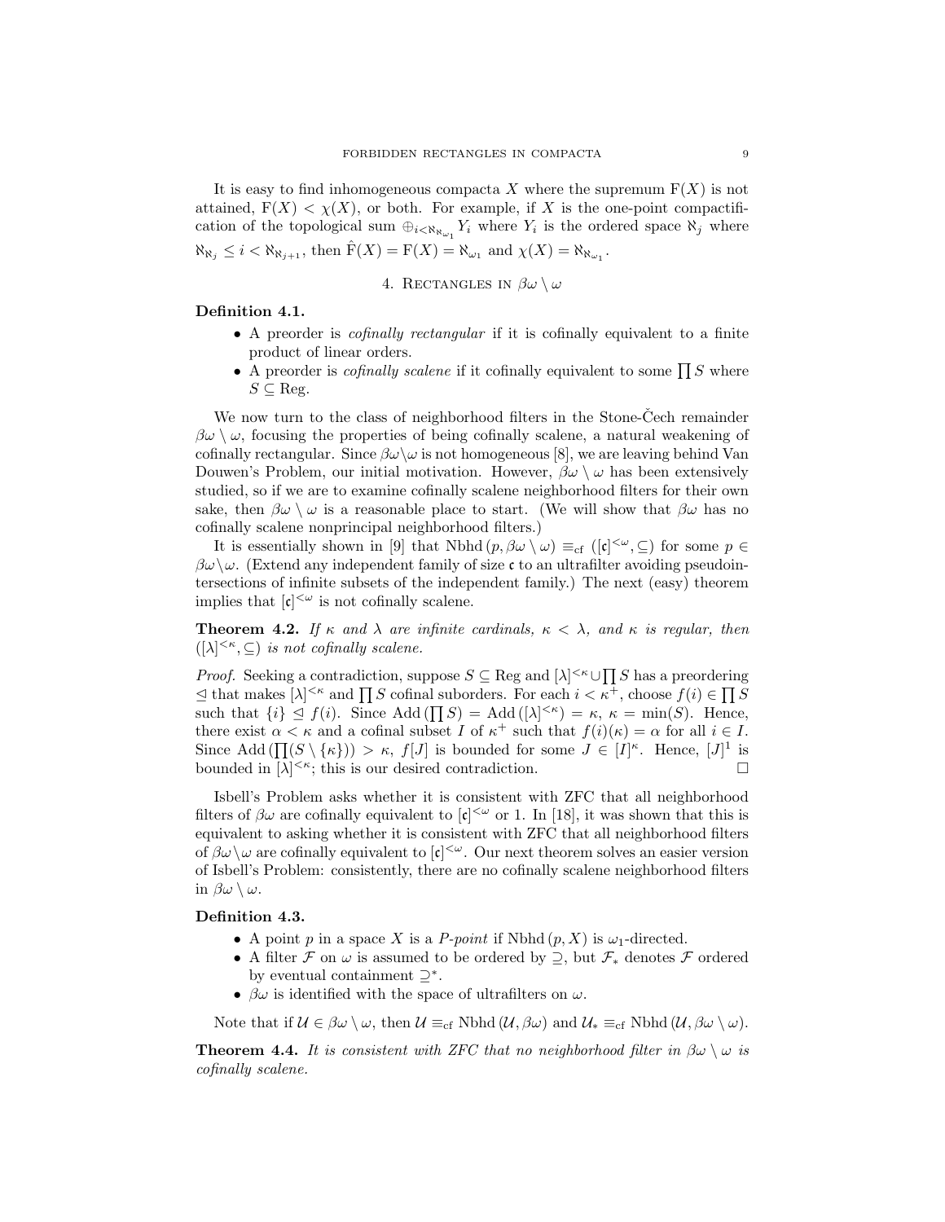It is easy to find inhomogeneous compacta $X$ where the supremum $\mathrm{F}(X)$ is not attained, $\mathrm{F}(X) < \chi(X)$, or both. For example, if $X$ is the one-point compactification of the topological sum $\oplus_{i<\aleph_{\aleph_{\omega_1}}} Y_i$ where $Y_i$ is the ordered space $\aleph_j$ where $\aleph_{\aleph_j} \leq i < \aleph_{\aleph_{j+1}}$, then $\hat{\mathrm{F}}(X) = \mathrm{F}(X) = \aleph_{\omega_1}$ and $\chi(X) = \aleph_{\aleph_{\omega_1}}$.

## 4. Rectangles in $\beta\omega \setminus \omega$

**Definition 4.1.**

- A preorder is *cofinally rectangular* if it is cofinally equivalent to a finite product of linear orders.
- A preorder is *cofinally scalene* if it cofinally equivalent to some $\prod S$ where $S \subseteq \mathrm{Reg}$.

We now turn to the class of neighborhood filters in the Stone-Čech remainder $\beta\omega \setminus \omega$, focusing the properties of being cofinally scalene, a natural weakening of cofinally rectangular. Since $\beta\omega\setminus\omega$ is not homogeneous [8], we are leaving behind Van Douwen's Problem, our initial motivation. However, $\beta\omega \setminus \omega$ has been extensively studied, so if we are to examine cofinally scalene neighborhood filters for their own sake, then $\beta\omega \setminus \omega$ is a reasonable place to start. (We will show that $\beta\omega$ has no cofinally scalene nonprincipal neighborhood filters.)

It is essentially shown in [9] that $\mathrm{Nbhd}\,(p, \beta\omega \setminus \omega) \equiv_{\mathrm{cf}} ([\mathfrak{c}]^{<\omega}, \subseteq)$ for some $p \in \beta\omega\setminus\omega$. (Extend any independent family of size $\mathfrak{c}$ to an ultrafilter avoiding pseudointersections of infinite subsets of the independent family.) The next (easy) theorem implies that $[\mathfrak{c}]^{<\omega}$ is not cofinally scalene.

**Theorem 4.2.** *If $\kappa$ and $\lambda$ are infinite cardinals, $\kappa < \lambda$, and $\kappa$ is regular, then $([\lambda]^{<\kappa}, \subseteq)$ is not cofinally scalene.*

*Proof.* Seeking a contradiction, suppose $S \subseteq \mathrm{Reg}$ and $[\lambda]^{<\kappa} \cup \prod S$ has a preordering $\trianglelefteq$ that makes $[\lambda]^{<\kappa}$ and $\prod S$ cofinal suborders. For each $i < \kappa^+$, choose $f(i) \in \prod S$ such that $\{i\} \trianglelefteq f(i)$. Since $\mathrm{Add}\,(\prod S) = \mathrm{Add}\,([\lambda]^{<\kappa}) = \kappa$, $\kappa = \min(S)$. Hence, there exist $\alpha < \kappa$ and a cofinal subset $I$ of $\kappa^+$ such that $f(i)(\kappa) = \alpha$ for all $i \in I$. Since $\mathrm{Add}\,(\prod(S \setminus \{\kappa\})) > \kappa$, $f[J]$ is bounded for some $J \in [I]^\kappa$. Hence, $[J]^1$ is bounded in $[\lambda]^{<\kappa}$; this is our desired contradiction. $\square$

Isbell's Problem asks whether it is consistent with ZFC that all neighborhood filters of $\beta\omega$ are cofinally equivalent to $[\mathfrak{c}]^{<\omega}$ or 1. In [18], it was shown that this is equivalent to asking whether it is consistent with ZFC that all neighborhood filters of $\beta\omega\setminus\omega$ are cofinally equivalent to $[\mathfrak{c}]^{<\omega}$. Our next theorem solves an easier version of Isbell's Problem: consistently, there are no cofinally scalene neighborhood filters in $\beta\omega \setminus \omega$.

**Definition 4.3.**

- A point $p$ in a space $X$ is a *P-point* if $\mathrm{Nbhd}\,(p, X)$ is $\omega_1$-directed.
- A filter $\mathcal{F}$ on $\omega$ is assumed to be ordered by $\supseteq$, but $\mathcal{F}_*$ denotes $\mathcal{F}$ ordered by eventual containment $\supseteq^*$.
- $\beta\omega$ is identified with the space of ultrafilters on $\omega$.

Note that if $\mathcal{U} \in \beta\omega \setminus \omega$, then $\mathcal{U} \equiv_{\mathrm{cf}} \mathrm{Nbhd}\,(\mathcal{U}, \beta\omega)$ and $\mathcal{U}_* \equiv_{\mathrm{cf}} \mathrm{Nbhd}\,(\mathcal{U}, \beta\omega \setminus \omega)$.

**Theorem 4.4.** *It is consistent with ZFC that no neighborhood filter in $\beta\omega \setminus \omega$ is cofinally scalene.*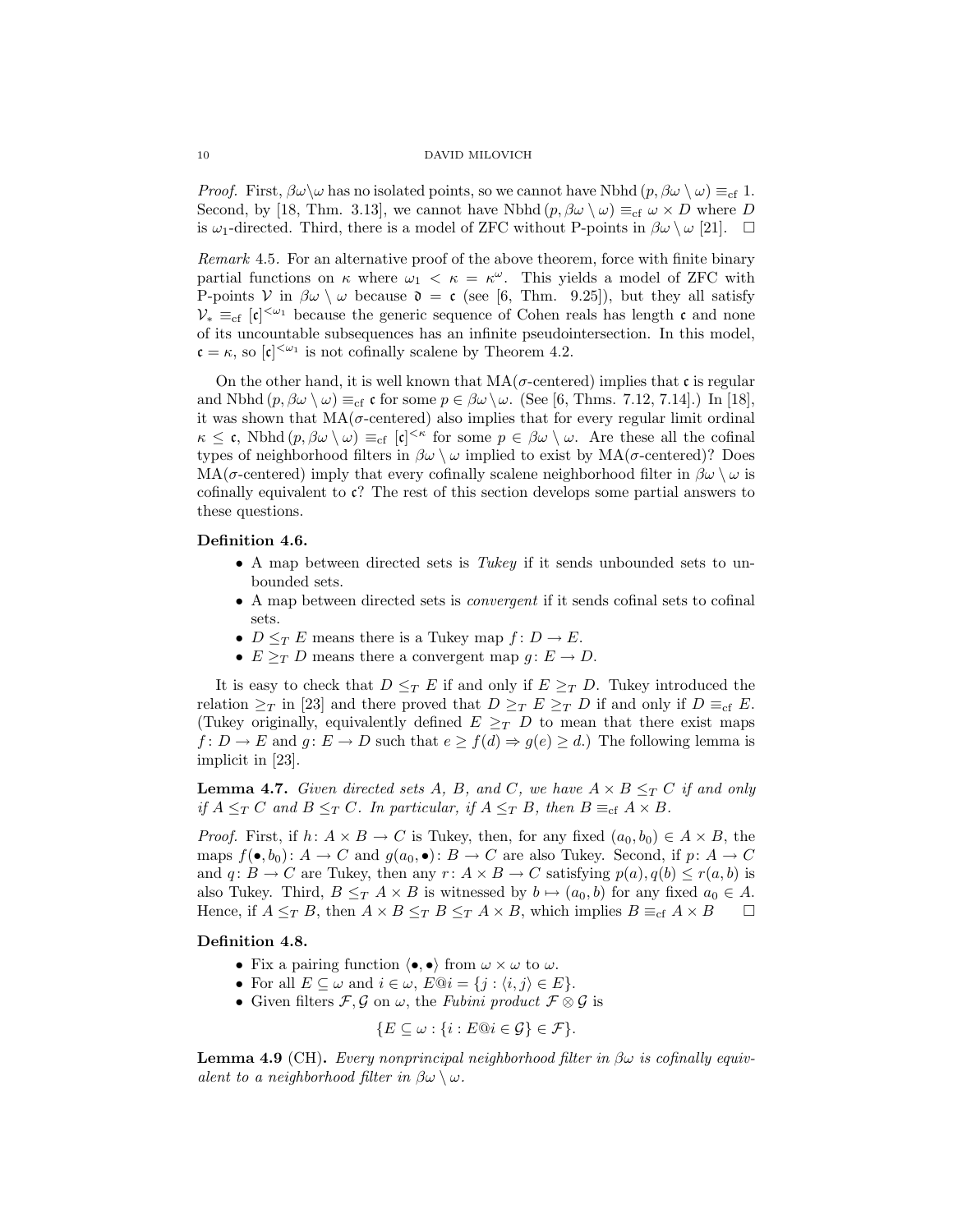*Proof.* First, $\beta\omega\setminus\omega$ has no isolated points, so we cannot have $\mathrm{Nbhd}\,(p, \beta\omega \setminus \omega) \equiv_{\mathrm{cf}} 1$. Second, by [18, Thm. 3.13], we cannot have $\mathrm{Nbhd}\,(p, \beta\omega \setminus \omega) \equiv_{\mathrm{cf}} \omega \times D$ where $D$ is $\omega_1$-directed. Third, there is a model of ZFC without P-points in $\beta\omega \setminus \omega$ [21]. $\square$

*Remark* 4.5. For an alternative proof of the above theorem, force with finite binary partial functions on $\kappa$ where $\omega_1 < \kappa = \kappa^\omega$. This yields a model of ZFC with P-points $\mathcal{V}$ in $\beta\omega \setminus \omega$ because $\mathfrak{d} = \mathfrak{c}$ (see [6, Thm. 9.25]), but they all satisfy $\mathcal{V}_* \equiv_{\mathrm{cf}} [\mathfrak{c}]^{<\omega_1}$ because the generic sequence of Cohen reals has length $\mathfrak{c}$ and none of its uncountable subsequences has an infinite pseudointersection. In this model, $\mathfrak{c} = \kappa$, so $[\mathfrak{c}]^{<\omega_1}$ is not cofinally scalene by Theorem 4.2.

On the other hand, it is well known that MA($\sigma$-centered) implies that $\mathfrak{c}$ is regular and $\mathrm{Nbhd}\,(p, \beta\omega \setminus \omega) \equiv_{\mathrm{cf}} \mathfrak{c}$ for some $p \in \beta\omega\setminus\omega$. (See [6, Thms. 7.12, 7.14].) In [18], it was shown that MA($\sigma$-centered) also implies that for every regular limit ordinal $\kappa \leq \mathfrak{c}$, $\mathrm{Nbhd}\,(p, \beta\omega \setminus \omega) \equiv_{\mathrm{cf}} [\mathfrak{c}]^{<\kappa}$ for some $p \in \beta\omega \setminus \omega$. Are these all the cofinal types of neighborhood filters in $\beta\omega \setminus \omega$ implied to exist by MA($\sigma$-centered)? Does MA($\sigma$-centered) imply that every cofinally scalene neighborhood filter in $\beta\omega \setminus \omega$ is cofinally equivalent to $\mathfrak{c}$? The rest of this section develops some partial answers to these questions.

**Definition 4.6.**

- A map between directed sets is *Tukey* if it sends unbounded sets to unbounded sets.
- A map between directed sets is *convergent* if it sends cofinal sets to cofinal sets.
- $D \leq_T E$ means there is a Tukey map $f\colon D \to E$.
- $E \geq_T D$ means there a convergent map $g\colon E \to D$.

It is easy to check that $D \leq_T E$ if and only if $E \geq_T D$. Tukey introduced the relation $\geq_T$ in [23] and there proved that $D \geq_T E \geq_T D$ if and only if $D \equiv_{\mathrm{cf}} E$. (Tukey originally, equivalently defined $E \geq_T D$ to mean that there exist maps $f\colon D \to E$ and $g\colon E \to D$ such that $e \geq f(d) \Rightarrow g(e) \geq d$.) The following lemma is implicit in [23].

**Lemma 4.7.** *Given directed sets $A$, $B$, and $C$, we have $A \times B \leq_T C$ if and only if $A \leq_T C$ and $B \leq_T C$. In particular, if $A \leq_T B$, then $B \equiv_{\mathrm{cf}} A \times B$.*

*Proof.* First, if $h\colon A \times B \to C$ is Tukey, then, for any fixed $(a_0, b_0) \in A \times B$, the maps $f(\bullet, b_0)\colon A \to C$ and $g(a_0, \bullet)\colon B \to C$ are also Tukey. Second, if $p\colon A \to C$ and $q\colon B \to C$ are Tukey, then any $r\colon A \times B \to C$ satisfying $p(a), q(b) \leq r(a, b)$ is also Tukey. Third, $B \leq_T A \times B$ is witnessed by $b \mapsto (a_0, b)$ for any fixed $a_0 \in A$. Hence, if $A \leq_T B$, then $A \times B \leq_T B \leq_T A \times B$, which implies $B \equiv_{\mathrm{cf}} A \times B$ $\square$

**Definition 4.8.**

- Fix a pairing function $\langle \bullet, \bullet \rangle$ from $\omega \times \omega$ to $\omega$.
- For all $E \subseteq \omega$ and $i \in \omega$, $E@i = \{j : \langle i, j \rangle \in E\}$.
- Given filters $\mathcal{F}, \mathcal{G}$ on $\omega$, the *Fubini product* $\mathcal{F} \otimes \mathcal{G}$ is

$$\{E \subseteq \omega : \{i : E@i \in \mathcal{G}\} \in \mathcal{F}\}.$$

**Lemma 4.9** (CH)**.** *Every nonprincipal neighborhood filter in $\beta\omega$ is cofinally equivalent to a neighborhood filter in $\beta\omega \setminus \omega$.*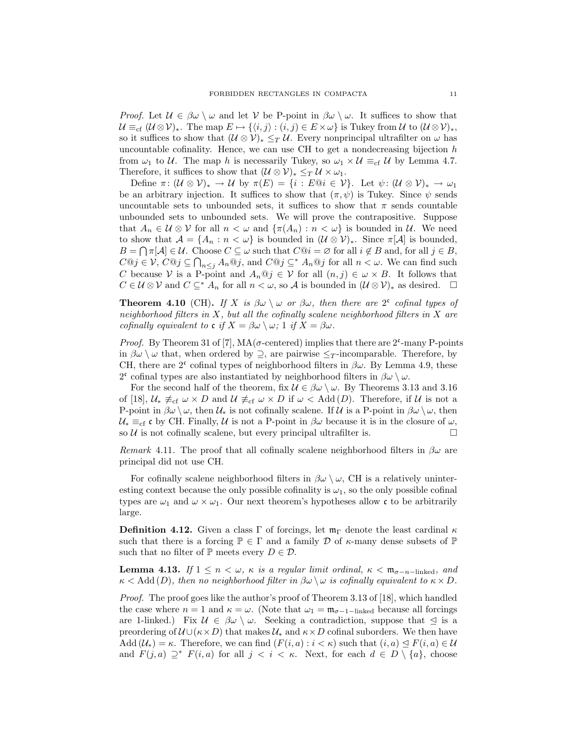*Proof.* Let $\mathcal{U} \in \beta\omega \setminus \omega$ and let $\mathcal{V}$ be P-point in $\beta\omega \setminus \omega$. It suffices to show that $\mathcal{U} \equiv_{\mathrm{cf}} (\mathcal{U} \otimes \mathcal{V})_*$. The map $E \mapsto \{\langle i, j\rangle : (i,j) \in E \times \omega\}$ is Tukey from $\mathcal{U}$ to $(\mathcal{U} \otimes \mathcal{V})_*$, so it suffices to show that $(\mathcal{U} \otimes \mathcal{V})_* \leq_T \mathcal{U}$. Every nonprincipal ultrafilter on $\omega$ has uncountable cofinality. Hence, we can use CH to get a nondecreasing bijection $h$ from $\omega_1$ to $\mathcal{U}$. The map $h$ is necessarily Tukey, so $\omega_1 \times \mathcal{U} \equiv_{\mathrm{cf}} \mathcal{U}$ by Lemma 4.7. Therefore, it suffices to show that $(\mathcal{U} \otimes \mathcal{V})_* \leq_T \mathcal{U} \times \omega_1$.

Define $\pi\colon (\mathcal{U} \otimes \mathcal{V})_* \to \mathcal{U}$ by $\pi(E) = \{i : E@i \in \mathcal{V}\}$. Let $\psi\colon (\mathcal{U} \otimes \mathcal{V})_* \to \omega_1$ be an arbitrary injection. It suffices to show that $(\pi, \psi)$ is Tukey. Since $\psi$ sends uncountable sets to unbounded sets, it suffices to show that $\pi$ sends countable unbounded sets to unbounded sets. We will prove the contrapositive. Suppose that $A_n \in \mathcal{U} \otimes \mathcal{V}$ for all $n < \omega$ and $\{\pi(A_n) : n < \omega\}$ is bounded in $\mathcal{U}$. We need to show that $\mathcal{A} = \{A_n : n < \omega\}$ is bounded in $(\mathcal{U} \otimes \mathcal{V})_*$. Since $\pi[\mathcal{A}]$ is bounded, $B = \bigcap \pi[\mathcal{A}] \in \mathcal{U}$. Choose $C \subseteq \omega$ such that $C@i = \varnothing$ for all $i \notin B$ and, for all $j \in B$, $C@j \in \mathcal{V}$, $C@j \subseteq \bigcap_{n \leq j} A_n@j$, and $C@j \subseteq^* A_n@j$ for all $n < \omega$. We can find such $C$ because $\mathcal{V}$ is a P-point and $A_n@j \in \mathcal{V}$ for all $(n,j) \in \omega \times B$. It follows that $C \in \mathcal{U} \otimes \mathcal{V}$ and $C \subseteq^* A_n$ for all $n < \omega$, so $\mathcal{A}$ is bounded in $(\mathcal{U} \otimes \mathcal{V})_*$ as desired. $\square$

**Theorem 4.10** (CH)**.** *If $X$ is $\beta\omega \setminus \omega$ or $\beta\omega$, then there are $2^{\mathfrak{c}}$ cofinal types of neighborhood filters in $X$, but all the cofinally scalene neighborhood filters in $X$ are cofinally equivalent to $\mathfrak{c}$ if $X = \beta\omega \setminus \omega$; $1$ if $X = \beta\omega$.*

*Proof.* By Theorem 31 of [7], MA($\sigma$-centered) implies that there are $2^{\mathfrak{c}}$-many P-points in $\beta\omega \setminus \omega$ that, when ordered by $\supseteq$, are pairwise $\leq_T$-incomparable. Therefore, by CH, there are $2^{\mathfrak{c}}$ cofinal types of neighborhood filters in $\beta\omega$. By Lemma 4.9, these $2^{\mathfrak{c}}$ cofinal types are also instantiated by neighborhood filters in $\beta\omega \setminus \omega$.

For the second half of the theorem, fix $\mathcal{U} \in \beta\omega \setminus \omega$. By Theorems 3.13 and 3.16 of [18], $\mathcal{U}_* \not\equiv_{\mathrm{cf}} \omega \times D$ and $\mathcal{U} \not\equiv_{\mathrm{cf}} \omega \times D$ if $\omega < \mathrm{Add}(D)$. Therefore, if $\mathcal{U}$ is not a P-point in $\beta\omega \setminus \omega$, then $\mathcal{U}_*$ is not cofinally scalene. If $\mathcal{U}$ is a P-point in $\beta\omega \setminus \omega$, then $\mathcal{U}_* \equiv_{\mathrm{cf}} \mathfrak{c}$ by CH. Finally, $\mathcal{U}$ is not a P-point in $\beta\omega$ because it is in the closure of $\omega$, so $\mathcal{U}$ is not cofinally scalene, but every principal ultrafilter is. $\square$

*Remark* 4.11. The proof that all cofinally scalene neighborhood filters in $\beta\omega$ are principal did not use CH.

For cofinally scalene neighborhood filters in $\beta\omega \setminus \omega$, CH is a relatively uninteresting context because the only possible cofinality is $\omega_1$, so the only possible cofinal types are $\omega_1$ and $\omega \times \omega_1$. Our next theorem's hypotheses allow $\mathfrak{c}$ to be arbitrarily large.

**Definition 4.12.** Given a class $\Gamma$ of forcings, let $\mathfrak{m}_\Gamma$ denote the least cardinal $\kappa$ such that there is a forcing $\mathbb{P} \in \Gamma$ and a family $\mathcal{D}$ of $\kappa$-many dense subsets of $\mathbb{P}$ such that no filter of $\mathbb{P}$ meets every $D \in \mathcal{D}$.

**Lemma 4.13.** *If $1 \leq n < \omega$, $\kappa$ is a regular limit ordinal, $\kappa < \mathfrak{m}_{\sigma-n-\mathrm{linked}}$, and $\kappa < \mathrm{Add}(D)$, then no neighborhood filter in $\beta\omega \setminus \omega$ is cofinally equivalent to $\kappa \times D$.*

*Proof.* The proof goes like the author's proof of Theorem 3.13 of [18], which handled the case where $n = 1$ and $\kappa = \omega$. (Note that $\omega_1 = \mathfrak{m}_{\sigma-1-\mathrm{linked}}$ because all forcings are 1-linked.) Fix $\mathcal{U} \in \beta\omega \setminus \omega$. Seeking a contradiction, suppose that $\trianglelefteq$ is a preordering of $\mathcal{U} \cup (\kappa \times D)$ that makes $\mathcal{U}_*$ and $\kappa \times D$ cofinal suborders. We then have $\mathrm{Add}(\mathcal{U}_*) = \kappa$. Therefore, we can find $(F(i,a) : i < \kappa)$ such that $(i,a) \trianglelefteq F(i,a) \in \mathcal{U}$ and $F(j,a) \supseteq^* F(i,a)$ for all $j < i < \kappa$. Next, for each $d \in D \setminus \{a\}$, choose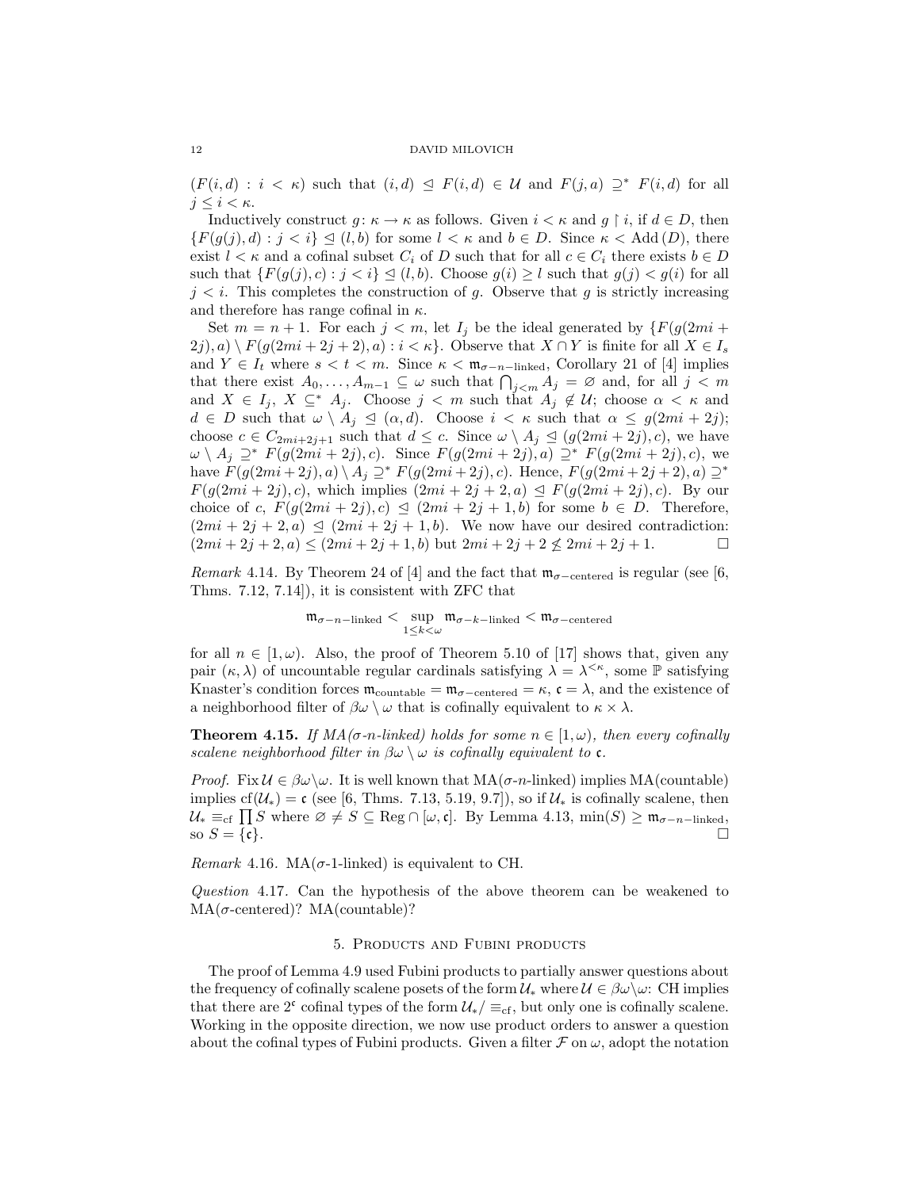$(F(i,d) : i < \kappa)$ such that $(i,d) \trianglelefteq F(i,d) \in \mathcal{U}$ and $F(j,a) \supseteq^* F(i,d)$ for all $j \leq i < \kappa$.

Inductively construct $g \colon \kappa \to \kappa$ as follows. Given $i < \kappa$ and $g \restriction i$, if $d \in D$, then $\{F(g(j),d) : j < i\} \trianglelefteq (l,b)$ for some $l < \kappa$ and $b \in D$. Since $\kappa < \mathrm{Add}(D)$, there exist $l < \kappa$ and a cofinal subset $C_i$ of $D$ such that for all $c \in C_i$ there exists $b \in D$ such that $\{F(g(j),c) : j < i\} \trianglelefteq (l,b)$. Choose $g(i) \geq l$ such that $g(j) < g(i)$ for all $j < i$. This completes the construction of $g$. Observe that $g$ is strictly increasing and therefore has range cofinal in $\kappa$.

Set $m = n+1$. For each $j < m$, let $I_j$ be the ideal generated by $\{F(g(2mi + 2j), a) \setminus F(g(2mi+2j+2), a) : i < \kappa\}$. Observe that $X \cap Y$ is finite for all $X \in I_s$ and $Y \in I_t$ where $s < t < m$. Since $\kappa < \mathfrak{m}_{\sigma-n-\mathrm{linked}}$, Corollary 21 of [4] implies that there exist $A_0, \ldots, A_{m-1} \subseteq \omega$ such that $\bigcap_{j<m} A_j = \varnothing$ and, for all $j < m$ and $X \in I_j$, $X \subseteq^* A_j$. Choose $j < m$ such that $A_j \notin \mathcal{U}$; choose $\alpha < \kappa$ and $d \in D$ such that $\omega \setminus A_j \trianglelefteq (\alpha, d)$. Choose $i < \kappa$ such that $\alpha \leq g(2mi+2j)$; choose $c \in C_{2mi+2j+1}$ such that $d \leq c$. Since $\omega \setminus A_j \trianglelefteq (g(2mi+2j), c)$, we have $\omega \setminus A_j \supseteq^* F(g(2mi+2j), c)$. Since $F(g(2mi+2j), a) \supseteq^* F(g(2mi+2j), c)$, we have $F(g(2mi+2j), a) \setminus A_j \supseteq^* F(g(2mi+2j), c)$. Hence, $F(g(2mi+2j+2), a) \supseteq^* F(g(2mi+2j), c)$, which implies $(2mi+2j+2, a) \trianglelefteq F(g(2mi+2j), c)$. By our choice of $c$, $F(g(2mi+2j), c) \trianglelefteq (2mi+2j+1, b)$ for some $b \in D$. Therefore, $(2mi+2j+2, a) \trianglelefteq (2mi+2j+1, b)$. We now have our desired contradiction: $(2mi+2j+2, a) \leq (2mi+2j+1, b)$ but $2mi+2j+2 \not\leq 2mi+2j+1$. $\square$

*Remark* 4.14. By Theorem 24 of [4] and the fact that $\mathfrak{m}_{\sigma-\mathrm{centered}}$ is regular (see [6, Thms. 7.12, 7.14]), it is consistent with ZFC that

$$\mathfrak{m}_{\sigma-n-\mathrm{linked}} < \sup_{1 \leq k < \omega} \mathfrak{m}_{\sigma-k-\mathrm{linked}} < \mathfrak{m}_{\sigma-\mathrm{centered}}$$

for all $n \in [1, \omega)$. Also, the proof of Theorem 5.10 of [17] shows that, given any pair $(\kappa, \lambda)$ of uncountable regular cardinals satisfying $\lambda = \lambda^{<\kappa}$, some $\mathbb{P}$ satisfying Knaster's condition forces $\mathfrak{m}_{\mathrm{countable}} = \mathfrak{m}_{\sigma-\mathrm{centered}} = \kappa$, $\mathfrak{c} = \lambda$, and the existence of a neighborhood filter of $\beta\omega \setminus \omega$ that is cofinally equivalent to $\kappa \times \lambda$.

**Theorem 4.15.** *If MA($\sigma$-$n$-linked) holds for some $n \in [1, \omega)$, then every cofinally scalene neighborhood filter in $\beta\omega \setminus \omega$ is cofinally equivalent to $\mathfrak{c}$.*

*Proof.* Fix $\mathcal{U} \in \beta\omega \setminus \omega$. It is well known that MA($\sigma$-$n$-linked) implies MA(countable) implies $\mathrm{cf}(\mathcal{U}_*) = \mathfrak{c}$ (see [6, Thms. 7.13, 5.19, 9.7]), so if $\mathcal{U}_*$ is cofinally scalene, then $\mathcal{U}_* \equiv_{\mathrm{cf}} \prod S$ where $\varnothing \neq S \subseteq \mathrm{Reg} \cap [\omega, \mathfrak{c}]$. By Lemma 4.13, $\min(S) \geq \mathfrak{m}_{\sigma-n-\mathrm{linked}}$, so $S = \{\mathfrak{c}\}$. $\square$

*Remark* 4.16. MA($\sigma$-1-linked) is equivalent to CH.

*Question* 4.17. Can the hypothesis of the above theorem can be weakened to MA($\sigma$-centered)? MA(countable)?

## 5. Products and Fubini products

The proof of Lemma 4.9 used Fubini products to partially answer questions about the frequency of cofinally scalene posets of the form $\mathcal{U}_*$ where $\mathcal{U} \in \beta\omega \setminus \omega$: CH implies that there are $2^{\mathfrak{c}}$ cofinal types of the form $\mathcal{U}_* / \equiv_{\mathrm{cf}}$, but only one is cofinally scalene. Working in the opposite direction, we now use product orders to answer a question about the cofinal types of Fubini products. Given a filter $\mathcal{F}$ on $\omega$, adopt the notation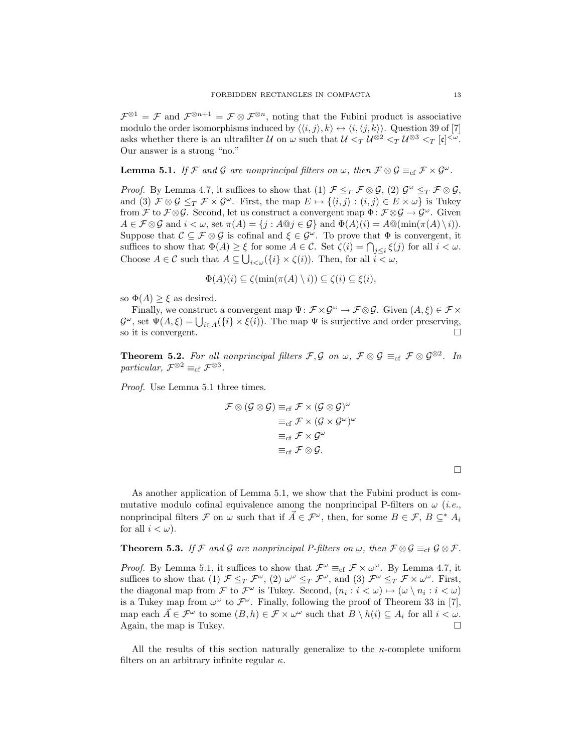$\mathcal{F}^{\otimes 1} = \mathcal{F}$ and $\mathcal{F}^{\otimes n+1} = \mathcal{F} \otimes \mathcal{F}^{\otimes n}$, noting that the Fubini product is associative modulo the order isomorphisms induced by $\langle\langle i,j\rangle,k\rangle \leftrightarrow \langle i,\langle j,k\rangle\rangle$. Question 39 of [7] asks whether there is an ultrafilter $\mathcal{U}$ on $\omega$ such that $\mathcal{U} <_T \mathcal{U}^{\otimes 2} <_T \mathcal{U}^{\otimes 3} <_T [\mathfrak{c}]^{<\omega}$. Our answer is a strong "no."

**Lemma 5.1.** *If $\mathcal{F}$ and $\mathcal{G}$ are nonprincipal filters on $\omega$, then $\mathcal{F} \otimes \mathcal{G} \equiv_{\mathrm{cf}} \mathcal{F} \times \mathcal{G}^\omega$.*

*Proof.* By Lemma 4.7, it suffices to show that (1) $\mathcal{F} \leq_T \mathcal{F} \otimes \mathcal{G}$, (2) $\mathcal{G}^\omega \leq_T \mathcal{F} \otimes \mathcal{G}$, and (3) $\mathcal{F} \otimes \mathcal{G} \leq_T \mathcal{F} \times \mathcal{G}^\omega$. First, the map $E \mapsto \{\langle i,j\rangle : (i,j) \in E \times \omega\}$ is Tukey from $\mathcal{F}$ to $\mathcal{F} \otimes \mathcal{G}$. Second, let us construct a convergent map $\Phi\colon \mathcal{F} \otimes \mathcal{G} \to \mathcal{G}^\omega$. Given $A \in \mathcal{F} \otimes \mathcal{G}$ and $i < \omega$, set $\pi(A) = \{j : A@j \in \mathcal{G}\}$ and $\Phi(A)(i) = A@(\min(\pi(A) \setminus i))$. Suppose that $\mathcal{C} \subseteq \mathcal{F} \otimes \mathcal{G}$ is cofinal and $\xi \in \mathcal{G}^\omega$. To prove that $\Phi$ is convergent, it suffices to show that $\Phi(A) \geq \xi$ for some $A \in \mathcal{C}$. Set $\zeta(i) = \bigcap_{j \leq i} \xi(j)$ for all $i < \omega$. Choose $A \in \mathcal{C}$ such that $A \subseteq \bigcup_{i<\omega}(\{i\} \times \zeta(i))$. Then, for all $i < \omega$,

$$\Phi(A)(i) \subseteq \zeta(\min(\pi(A) \setminus i)) \subseteq \zeta(i) \subseteq \xi(i),$$

so $\Phi(A) \geq \xi$ as desired.

Finally, we construct a convergent map $\Psi\colon \mathcal{F} \times \mathcal{G}^\omega \to \mathcal{F} \otimes \mathcal{G}$. Given $(A,\xi) \in \mathcal{F} \times \mathcal{G}^\omega$, set $\Psi(A,\xi) = \bigcup_{i \in A}(\{i\} \times \xi(i))$. The map $\Psi$ is surjective and order preserving, so it is convergent. $\square$

**Theorem 5.2.** *For all nonprincipal filters $\mathcal{F}, \mathcal{G}$ on $\omega$, $\mathcal{F} \otimes \mathcal{G} \equiv_{\mathrm{cf}} \mathcal{F} \otimes \mathcal{G}^{\otimes 2}$. In particular, $\mathcal{F}^{\otimes 2} \equiv_{\mathrm{cf}} \mathcal{F}^{\otimes 3}$.*

*Proof.* Use Lemma 5.1 three times.

$$\begin{aligned}
\mathcal{F} \otimes (\mathcal{G} \otimes \mathcal{G}) &\equiv_{\mathrm{cf}} \mathcal{F} \times (\mathcal{G} \otimes \mathcal{G})^\omega \\
&\equiv_{\mathrm{cf}} \mathcal{F} \times (\mathcal{G} \times \mathcal{G}^\omega)^\omega \\
&\equiv_{\mathrm{cf}} \mathcal{F} \times \mathcal{G}^\omega \\
&\equiv_{\mathrm{cf}} \mathcal{F} \otimes \mathcal{G}.
\end{aligned}$$

$\square$

As another application of Lemma 5.1, we show that the Fubini product is commutative modulo cofinal equivalence among the nonprincipal P-filters on $\omega$ (*i.e.*, nonprincipal filters $\mathcal{F}$ on $\omega$ such that if $\vec{A} \in \mathcal{F}^\omega$, then, for some $B \in \mathcal{F}$, $B \subseteq^* A_i$ for all $i < \omega$).

**Theorem 5.3.** *If $\mathcal{F}$ and $\mathcal{G}$ are nonprincipal P-filters on $\omega$, then $\mathcal{F} \otimes \mathcal{G} \equiv_{\mathrm{cf}} \mathcal{G} \otimes \mathcal{F}$.*

*Proof.* By Lemma 5.1, it suffices to show that $\mathcal{F}^\omega \equiv_{\mathrm{cf}} \mathcal{F} \times \omega^\omega$. By Lemma 4.7, it suffices to show that (1) $\mathcal{F} \leq_T \mathcal{F}^\omega$, (2) $\omega^\omega \leq_T \mathcal{F}^\omega$, and (3) $\mathcal{F}^\omega \leq_T \mathcal{F} \times \omega^\omega$. First, the diagonal map from $\mathcal{F}$ to $\mathcal{F}^\omega$ is Tukey. Second, $(n_i : i < \omega) \mapsto (\omega \setminus n_i : i < \omega)$ is a Tukey map from $\omega^\omega$ to $\mathcal{F}^\omega$. Finally, following the proof of Theorem 33 in [7], map each $\vec{A} \in \mathcal{F}^\omega$ to some $(B,h) \in \mathcal{F} \times \omega^\omega$ such that $B \setminus h(i) \subseteq A_i$ for all $i < \omega$. Again, the map is Tukey. $\square$

All the results of this section naturally generalize to the $\kappa$-complete uniform filters on an arbitrary infinite regular $\kappa$.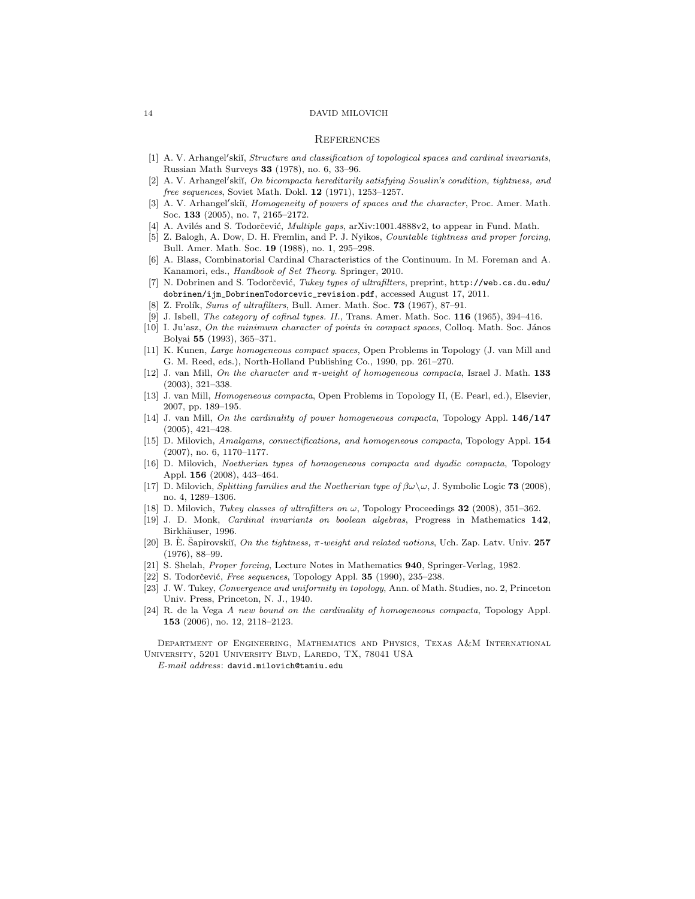## References

[1] A. V. Arhangel′skiĭ, *Structure and classification of topological spaces and cardinal invariants*, Russian Math Surveys **33** (1978), no. 6, 33–96.

[2] A. V. Arhangel′skiĭ, *On bicompacta hereditarily satisfying Souslin's condition, tightness, and free sequences*, Soviet Math. Dokl. **12** (1971), 1253–1257.

[3] A. V. Arhangel′skiĭ, *Homogeneity of powers of spaces and the character*, Proc. Amer. Math. Soc. **133** (2005), no. 7, 2165–2172.

[4] A. Avilés and S. Todorčević, *Multiple gaps*, arXiv:1001.4888v2, to appear in Fund. Math.

[5] Z. Balogh, A. Dow, D. H. Fremlin, and P. J. Nyikos, *Countable tightness and proper forcing*, Bull. Amer. Math. Soc. **19** (1988), no. 1, 295–298.

[6] A. Blass, Combinatorial Cardinal Characteristics of the Continuum. In M. Foreman and A. Kanamori, eds., *Handbook of Set Theory*. Springer, 2010.

[7] N. Dobrinen and S. Todorčević, *Tukey types of ultrafilters*, preprint, `http://web.cs.du.edu/dobrinen/ijm_DobrinenTodorcevic_revision.pdf`, accessed August 17, 2011.

[8] Z. Frolík, *Sums of ultrafilters*, Bull. Amer. Math. Soc. **73** (1967), 87–91.

[9] J. Isbell, *The category of cofinal types. II.*, Trans. Amer. Math. Soc. **116** (1965), 394–416.

[10] I. Ju'asz, *On the minimum character of points in compact spaces*, Colloq. Math. Soc. János Bolyai **55** (1993), 365–371.

[11] K. Kunen, *Large homogeneous compact spaces*, Open Problems in Topology (J. van Mill and G. M. Reed, eds.), North-Holland Publishing Co., 1990, pp. 261–270.

[12] J. van Mill, *On the character and π-weight of homogeneous compacta*, Israel J. Math. **133** (2003), 321–338.

[13] J. van Mill, *Homogeneous compacta*, Open Problems in Topology II, (E. Pearl, ed.), Elsevier, 2007, pp. 189–195.

[14] J. van Mill, *On the cardinality of power homogeneous compacta*, Topology Appl. **146/147** (2005), 421–428.

[15] D. Milovich, *Amalgams, connectifications, and homogeneous compacta*, Topology Appl. **154** (2007), no. 6, 1170–1177.

[16] D. Milovich, *Noetherian types of homogeneous compacta and dyadic compacta*, Topology Appl. **156** (2008), 443–464.

[17] D. Milovich, *Splitting families and the Noetherian type of $\beta\omega\setminus\omega$*, J. Symbolic Logic **73** (2008), no. 4, 1289–1306.

[18] D. Milovich, *Tukey classes of ultrafilters on $\omega$*, Topology Proceedings **32** (2008), 351–362.

[19] J. D. Monk, *Cardinal invariants on boolean algebras*, Progress in Mathematics **142**, Birkhäuser, 1996.

[20] B. È. Šapirovskiĭ, *On the tightness, π-weight and related notions*, Uch. Zap. Latv. Univ. **257** (1976), 88–99.

[21] S. Shelah, *Proper forcing*, Lecture Notes in Mathematics **940**, Springer-Verlag, 1982.

[22] S. Todorčević, *Free sequences*, Topology Appl. **35** (1990), 235–238.

[23] J. W. Tukey, *Convergence and uniformity in topology*, Ann. of Math. Studies, no. 2, Princeton Univ. Press, Princeton, N. J., 1940.

[24] R. de la Vega *A new bound on the cardinality of homogeneous compacta*, Topology Appl. **153** (2006), no. 12, 2118–2123.

Department of Engineering, Mathematics and Physics, Texas A&M International University, 5201 University Blvd, Laredo, TX, 78041 USA

*E-mail address*: `david.milovich@tamiu.edu`